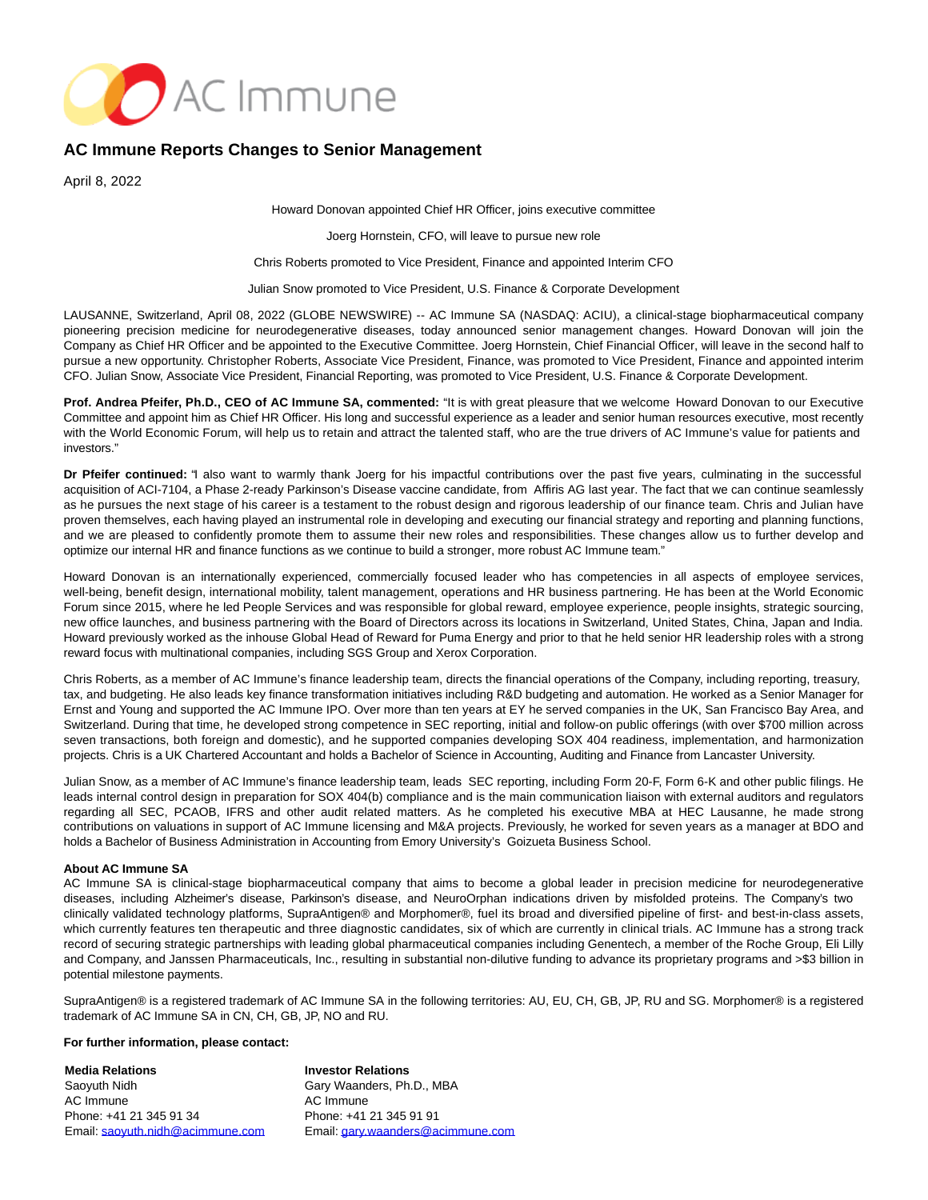AC Immune

# AC Immune Reports Changes to Senior Management

April 8, 2022

Howard Donovan appointed Chief HR Officer, joins executive committee

Joerg Hornstein, CFO, will leave to pursue new role

Chris Roberts promoted to Vice President, Finance and appointed Interim CFO

Julian Snow promoted to Vice President, U.S. Finance & Corporate Development

LAUSANNE, Switzerland, April 08, 2022 (GLOBE NEWSWIRE) -- AC Immune SA (NASDAQ: ACIU), a clinical-stage biopharmaceutical company pioneering precision medicine for neurodegenerative diseases, today announced senior management changes. Howard Donovan will join the Company as Chief HR Officer and be appointed to the Executive Committee. Joerg Hornstein, Chief Financial Officer, will leave in the second half to pursue a new opportunity. Christopher Roberts, Associate Vice President, Finance, was promoted to Vice President, Finance and appointed interim CFO. Julian Snow, Associate Vice President, Financial Reporting, was promoted to Vice President, U.S. Finance & Corporate Development.

**Prof. Andrea Pfeifer, Ph.D., CEO of AC Immune SA, commented:** "It is with great pleasure that we welcome Howard Donovan to our Executive Committee and appoint him as Chief HR Officer. His long and successful experience as a leader and senior human resources executive, most recently with the World Economic Forum, will help us to retain and attract the talented staff, who are the true drivers of AC Immune's value for patients and investors."

**Dr Pfeifer continued:** "I also want to warmly thank Joerg for his impactful contributions over the past five years, culminating in the successful acquisition of ACI-7104, a Phase 2-ready Parkinson's Disease vaccine candidate, from Affiris AG last year. The fact that we can continue seamlessly as he pursues the next stage of his career is a testament to the robust design and rigorous leadership of our finance team. Chris and Julian have proven themselves, each having played an instrumental role in developing and executing our financial strategy and reporting and planning functions, and we are pleased to confidently promote them to assume their new roles and responsibilities. These changes allow us to further develop and optimize our internal HR and finance functions as we continue to build a stronger, more robust AC Immune team."

Howard Donovan is an internationally experienced, commercially focused leader who has competencies in all aspects of employee services, well-being, benefit design, international mobility, talent management, operations and HR business partnering. He has been at the World Economic Forum since 2015, where he led People Services and was responsible for global reward, employee experience, people insights, strategic sourcing, new office launches, and business partnering with the Board of Directors across its locations in Switzerland, United States, China, Japan and India. Howard previously worked as the inhouse Global Head of Reward for Puma Energy and prior to that he held senior HR leadership roles with a strong reward focus with multinational companies, including SGS Group and Xerox Corporation.

Chris Roberts, as a member of AC Immune's finance leadership team, directs the financial operations of the Company, including reporting, treasury, tax, and budgeting. He also leads key finance transformation initiatives including R&D budgeting and automation. He worked as a Senior Manager for Ernst and Young and supported the AC Immune IPO. Over more than ten years at EY he served companies in the UK, San Francisco Bay Area, and Switzerland. During that time, he developed strong competence in SEC reporting, initial and follow-on public offerings (with over $700 million across seven transactions, both foreign and domestic), and he supported companies developing SOX 404 readiness, implementation, and harmonization projects. Chris is a UK Chartered Accountant and holds a Bachelor of Science in Accounting, Auditing and Finance from Lancaster University.

Julian Snow, as a member of AC Immune's finance leadership team, leads SEC reporting, including Form 20-F, Form 6-K and other public filings. He leads internal control design in preparation for SOX 404(b) compliance and is the main communication liaison with external auditors and regulators regarding all SEC, PCAOB, IFRS and other audit related matters. As he completed his executive MBA at HEC Lausanne, he made strong contributions on valuations in support of AC Immune licensing and M&A projects. Previously, he worked for seven years as a manager at BDO and holds a Bachelor of Business Administration in Accounting from Emory University's Goizueta Business School.

**About AC Immune SA**
AC Immune SA is clinical-stage biopharmaceutical company that aims to become a global leader in precision medicine for neurodegenerative diseases, including Alzheimer's disease, Parkinson's disease, and NeuroOrphan indications driven by misfolded proteins. The Company's two clinically validated technology platforms, SupraAntigen® and Morphomer®, fuel its broad and diversified pipeline of first- and best-in-class assets, which currently features ten therapeutic and three diagnostic candidates, six of which are currently in clinical trials. AC Immune has a strong track record of securing strategic partnerships with leading global pharmaceutical companies including Genentech, a member of the Roche Group, Eli Lilly and Company, and Janssen Pharmaceuticals, Inc., resulting in substantial non-dilutive funding to advance its proprietary programs and >$3 billion in potential milestone payments.

SupraAntigen® is a registered trademark of AC Immune SA in the following territories: AU, EU, CH, GB, JP, RU and SG. Morphomer® is a registered trademark of AC Immune SA in CN, CH, GB, JP, NO and RU.

**For further information, please contact:**

**Media Relations**
Saoyuth Nidh
AC Immune
Phone: +41 21 345 91 34
Email: saoyuth.nidh@acimmune.com

**Investor Relations**
Gary Waanders, Ph.D., MBA
AC Immune
Phone: +41 21 345 91 91
Email: gary.waanders@acimmune.com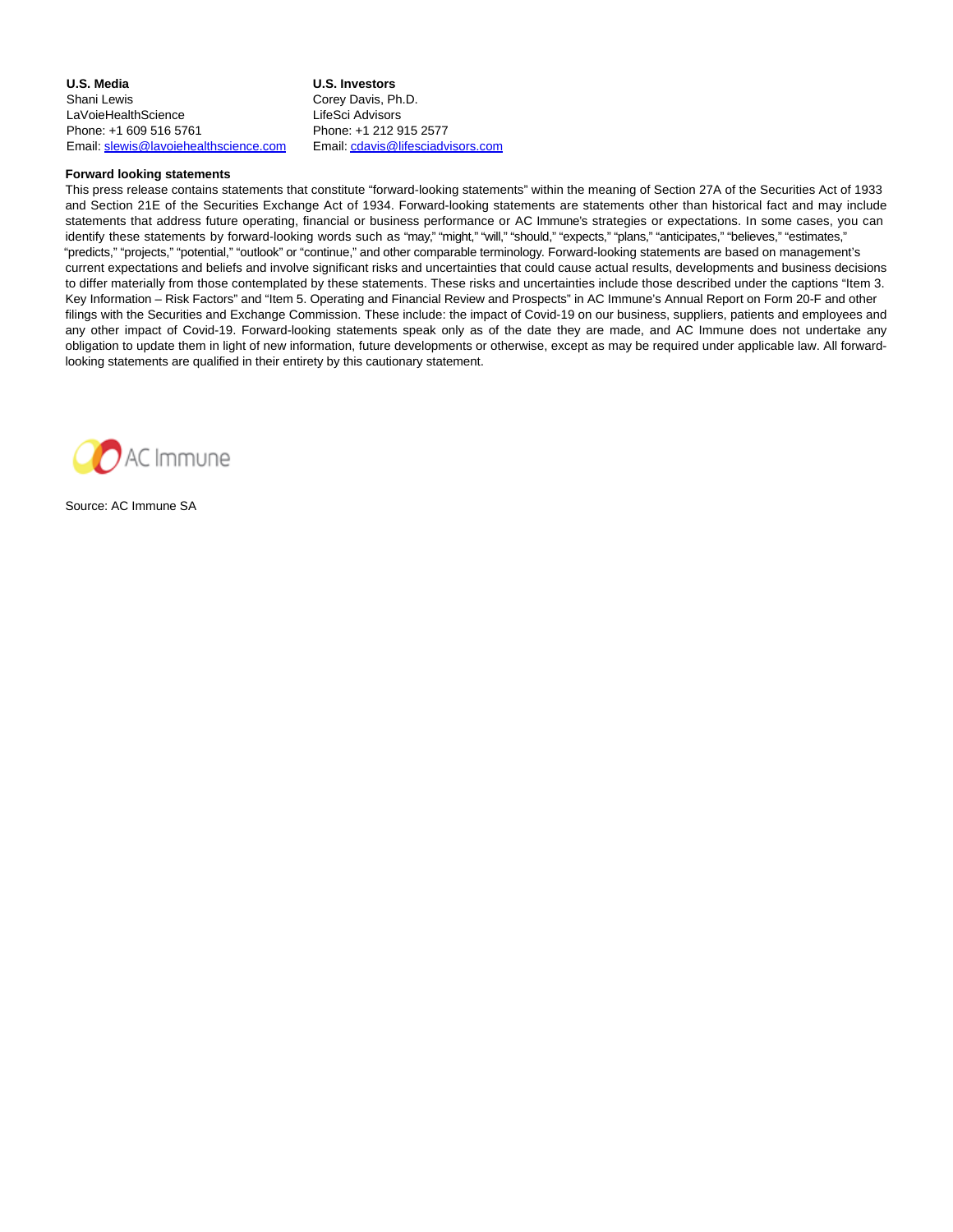**U.S. Media**
Shani Lewis
LaVoieHealthScience
Phone: +1 609 516 5761
Email: slewis@lavoiehealthscience.com

**U.S. Investors**
Corey Davis, Ph.D.
LifeSci Advisors
Phone: +1 212 915 2577
Email: cdavis@lifesciadvisors.com

**Forward looking statements**

This press release contains statements that constitute "forward-looking statements" within the meaning of Section 27A of the Securities Act of 1933 and Section 21E of the Securities Exchange Act of 1934. Forward-looking statements are statements other than historical fact and may include statements that address future operating, financial or business performance or AC Immune's strategies or expectations. In some cases, you can identify these statements by forward-looking words such as "may," "might," "will," "should," "expects," "plans," "anticipates," "believes," "estimates," "predicts," "projects," "potential," "outlook" or "continue," and other comparable terminology. Forward-looking statements are based on management's current expectations and beliefs and involve significant risks and uncertainties that could cause actual results, developments and business decisions to differ materially from those contemplated by these statements. These risks and uncertainties include those described under the captions "Item 3. Key Information – Risk Factors" and "Item 5. Operating and Financial Review and Prospects" in AC Immune's Annual Report on Form 20-F and other filings with the Securities and Exchange Commission. These include: the impact of Covid-19 on our business, suppliers, patients and employees and any other impact of Covid-19. Forward-looking statements speak only as of the date they are made, and AC Immune does not undertake any obligation to update them in light of new information, future developments or otherwise, except as may be required under applicable law. All forward-looking statements are qualified in their entirety by this cautionary statement.

AC Immune

Source: AC Immune SA